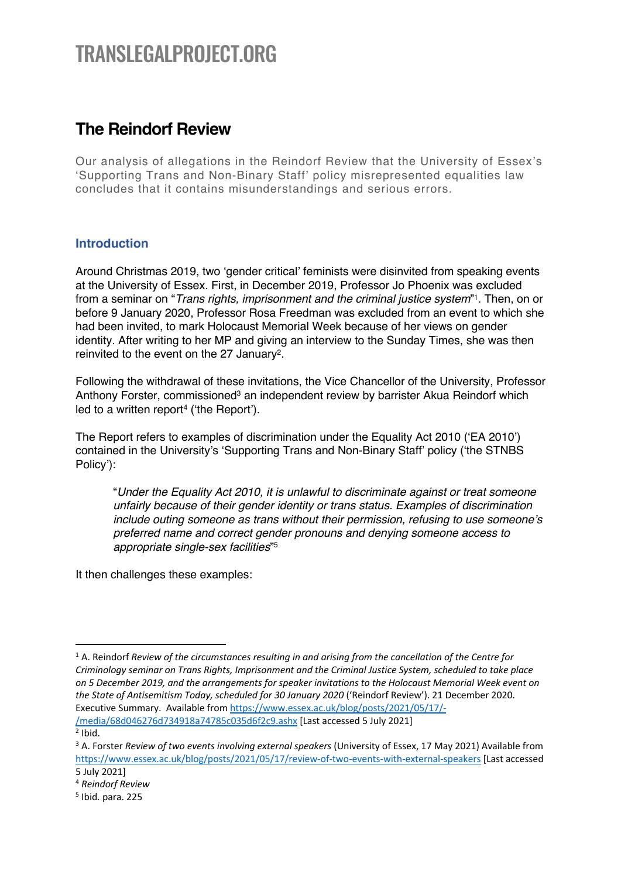# TRANSLEGALPROJECT.ORG

## The Reindorf Review

Our analysis of allegations in the Reindorf Review that the University of Essex's 'Supporting Trans and Non-Binary Staff' policy misrepresented equalities law concludes that it contains misunderstandings and serious errors.

### Introduction

Around Christmas 2019, two 'gender critical' feminists were disinvited from speaking events at the University of Essex. First, in December 2019, Professor Jo Phoenix was excluded from a seminar on "*Trans rights, imprisonment and the criminal justice system*"[1]. Then, on or before 9 January 2020, Professor Rosa Freedman was excluded from an event to which she had been invited, to mark Holocaust Memorial Week because of her views on gender identity. After writing to her MP and giving an interview to the Sunday Times, she was then reinvited to the event on the 27 January[2].

Following the withdrawal of these invitations, the Vice Chancellor of the University, Professor Anthony Forster, commissioned[3] an independent review by barrister Akua Reindorf which led to a written report[4] ('the Report').

The Report refers to examples of discrimination under the Equality Act 2010 ('EA 2010') contained in the University's 'Supporting Trans and Non-Binary Staff' policy ('the STNBS Policy'):

> "*Under the Equality Act 2010, it is unlawful to discriminate against or treat someone unfairly because of their gender identity or trans status. Examples of discrimination include outing someone as trans without their permission, refusing to use someone's preferred name and correct gender pronouns and denying someone access to appropriate single-sex facilities*"[5]

It then challenges these examples:

---

[1] A. Reindorf *Review of the circumstances resulting in and arising from the cancellation of the Centre for Criminology seminar on Trans Rights, Imprisonment and the Criminal Justice System, scheduled to take place on 5 December 2019, and the arrangements for speaker invitations to the Holocaust Memorial Week event on the State of Antisemitism Today, scheduled for 30 January 2020* ('Reindorf Review'). 21 December 2020. Executive Summary. Available from https://www.essex.ac.uk/blog/posts/2021/05/17/-/media/68d046276d734918a74785c035d6f2c9.ashx [Last accessed 5 July 2021]

[2] Ibid.

[3] A. Forster *Review of two events involving external speakers* (University of Essex, 17 May 2021) Available from https://www.essex.ac.uk/blog/posts/2021/05/17/review-of-two-events-with-external-speakers [Last accessed 5 July 2021]

[4] *Reindorf Review*

[5] Ibid. para. 225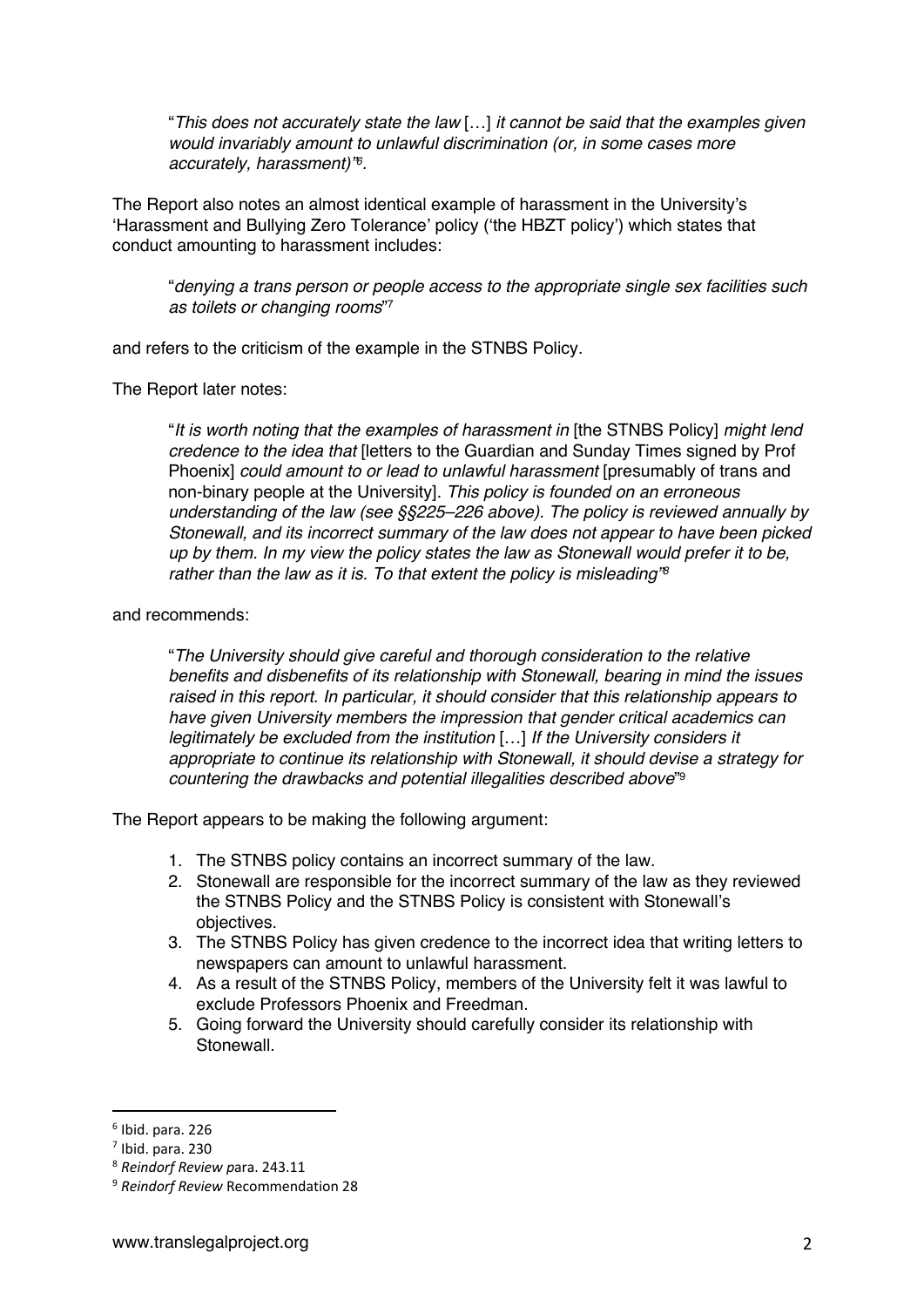> "*This does not accurately state the law* […] *it cannot be said that the examples given would invariably amount to unlawful discrimination (or, in some cases more accurately, harassment)*"[6].

The Report also notes an almost identical example of harassment in the University's 'Harassment and Bullying Zero Tolerance' policy ('the HBZT policy') which states that conduct amounting to harassment includes:

> "*denying a trans person or people access to the appropriate single sex facilities such as toilets or changing rooms*"[7]

and refers to the criticism of the example in the STNBS Policy.

The Report later notes:

> "*It is worth noting that the examples of harassment in* [the STNBS Policy] *might lend credence to the idea that* [letters to the Guardian and Sunday Times signed by Prof Phoenix] *could amount to or lead to unlawful harassment* [presumably of trans and non-binary people at the University]. *This policy is founded on an erroneous understanding of the law (see §§225–226 above). The policy is reviewed annually by Stonewall, and its incorrect summary of the law does not appear to have been picked up by them. In my view the policy states the law as Stonewall would prefer it to be, rather than the law as it is. To that extent the policy is misleading*"[8]

and recommends:

> "*The University should give careful and thorough consideration to the relative benefits and disbenefits of its relationship with Stonewall, bearing in mind the issues raised in this report. In particular, it should consider that this relationship appears to have given University members the impression that gender critical academics can legitimately be excluded from the institution* […] *If the University considers it appropriate to continue its relationship with Stonewall, it should devise a strategy for countering the drawbacks and potential illegalities described above*"[9]

The Report appears to be making the following argument:

1. The STNBS policy contains an incorrect summary of the law.
2. Stonewall are responsible for the incorrect summary of the law as they reviewed the STNBS Policy and the STNBS Policy is consistent with Stonewall's objectives.
3. The STNBS Policy has given credence to the incorrect idea that writing letters to newspapers can amount to unlawful harassment.
4. As a result of the STNBS Policy, members of the University felt it was lawful to exclude Professors Phoenix and Freedman.
5. Going forward the University should carefully consider its relationship with Stonewall.

---

[6] Ibid. para. 226

[7] Ibid. para. 230

[8] *Reindorf Review* para. 243.11

[9] *Reindorf Review* Recommendation 28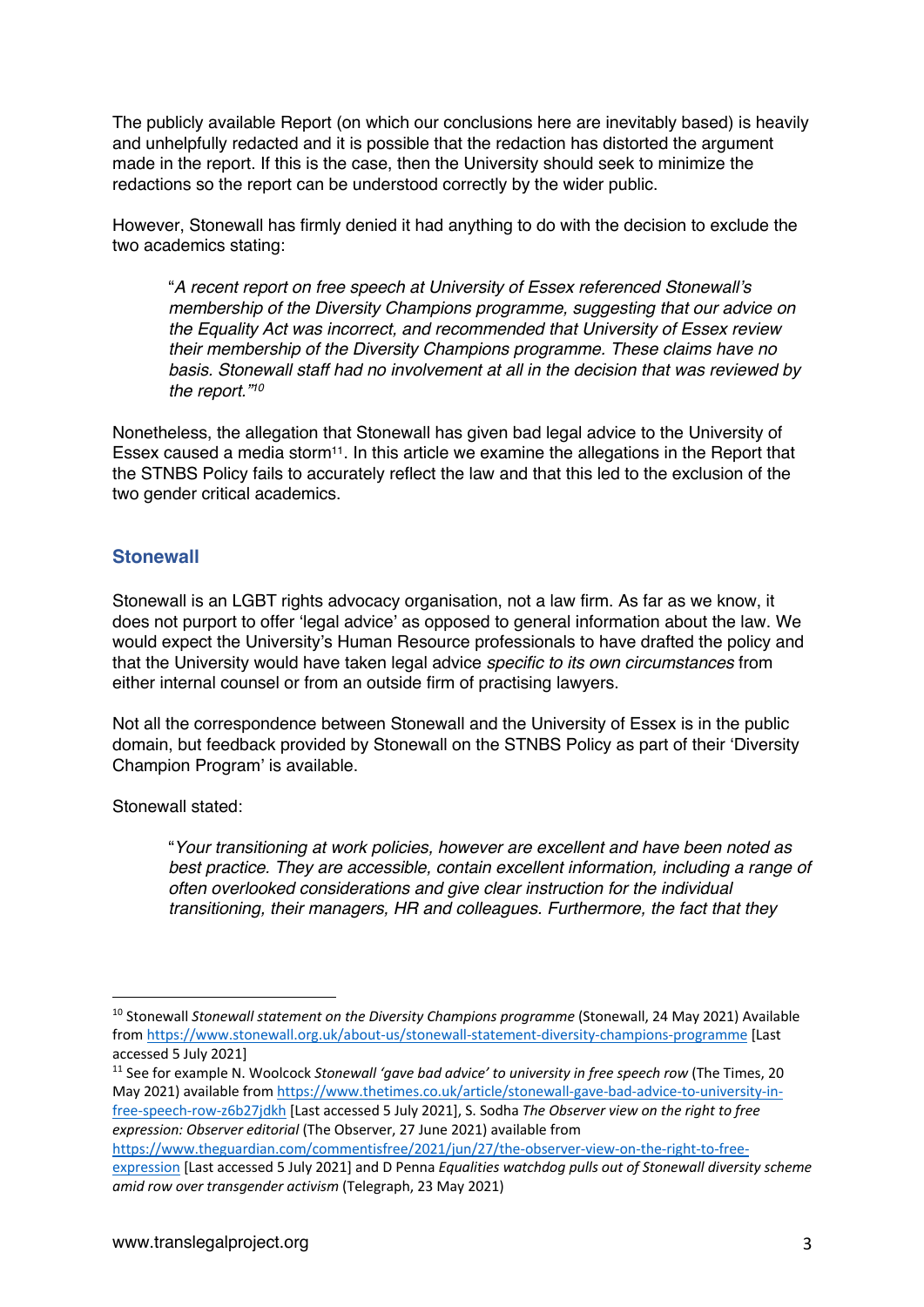The publicly available Report (on which our conclusions here are inevitably based) is heavily and unhelpfully redacted and it is possible that the redaction has distorted the argument made in the report. If this is the case, then the University should seek to minimize the redactions so the report can be understood correctly by the wider public.

However, Stonewall has firmly denied it had anything to do with the decision to exclude the two academics stating:

> "*A recent report on free speech at University of Essex referenced Stonewall's membership of the Diversity Champions programme, suggesting that our advice on the Equality Act was incorrect, and recommended that University of Essex review their membership of the Diversity Champions programme. These claims have no basis. Stonewall staff had no involvement at all in the decision that was reviewed by the report."*[10]

Nonetheless, the allegation that Stonewall has given bad legal advice to the University of Essex caused a media storm[11]. In this article we examine the allegations in the Report that the STNBS Policy fails to accurately reflect the law and that this led to the exclusion of the two gender critical academics.

## Stonewall

Stonewall is an LGBT rights advocacy organisation, not a law firm. As far as we know, it does not purport to offer 'legal advice' as opposed to general information about the law. We would expect the University's Human Resource professionals to have drafted the policy and that the University would have taken legal advice *specific to its own circumstances* from either internal counsel or from an outside firm of practising lawyers.

Not all the correspondence between Stonewall and the University of Essex is in the public domain, but feedback provided by Stonewall on the STNBS Policy as part of their 'Diversity Champion Program' is available.

Stonewall stated:

> "*Your transitioning at work policies, however are excellent and have been noted as best practice. They are accessible, contain excellent information, including a range of often overlooked considerations and give clear instruction for the individual transitioning, their managers, HR and colleagues. Furthermore, the fact that they*

---

[10] Stonewall *Stonewall statement on the Diversity Champions programme* (Stonewall, 24 May 2021) Available from https://www.stonewall.org.uk/about-us/stonewall-statement-diversity-champions-programme [Last accessed 5 July 2021]

[11] See for example N. Woolcock *Stonewall 'gave bad advice' to university in free speech row* (The Times, 20 May 2021) available from https://www.thetimes.co.uk/article/stonewall-gave-bad-advice-to-university-in-free-speech-row-z6b27jdkh [Last accessed 5 July 2021], S. Sodha *The Observer view on the right to free expression: Observer editorial* (The Observer, 27 June 2021) available from https://www.theguardian.com/commentisfree/2021/jun/27/the-observer-view-on-the-right-to-free-expression [Last accessed 5 July 2021] and D Penna *Equalities watchdog pulls out of Stonewall diversity scheme amid row over transgender activism* (Telegraph, 23 May 2021)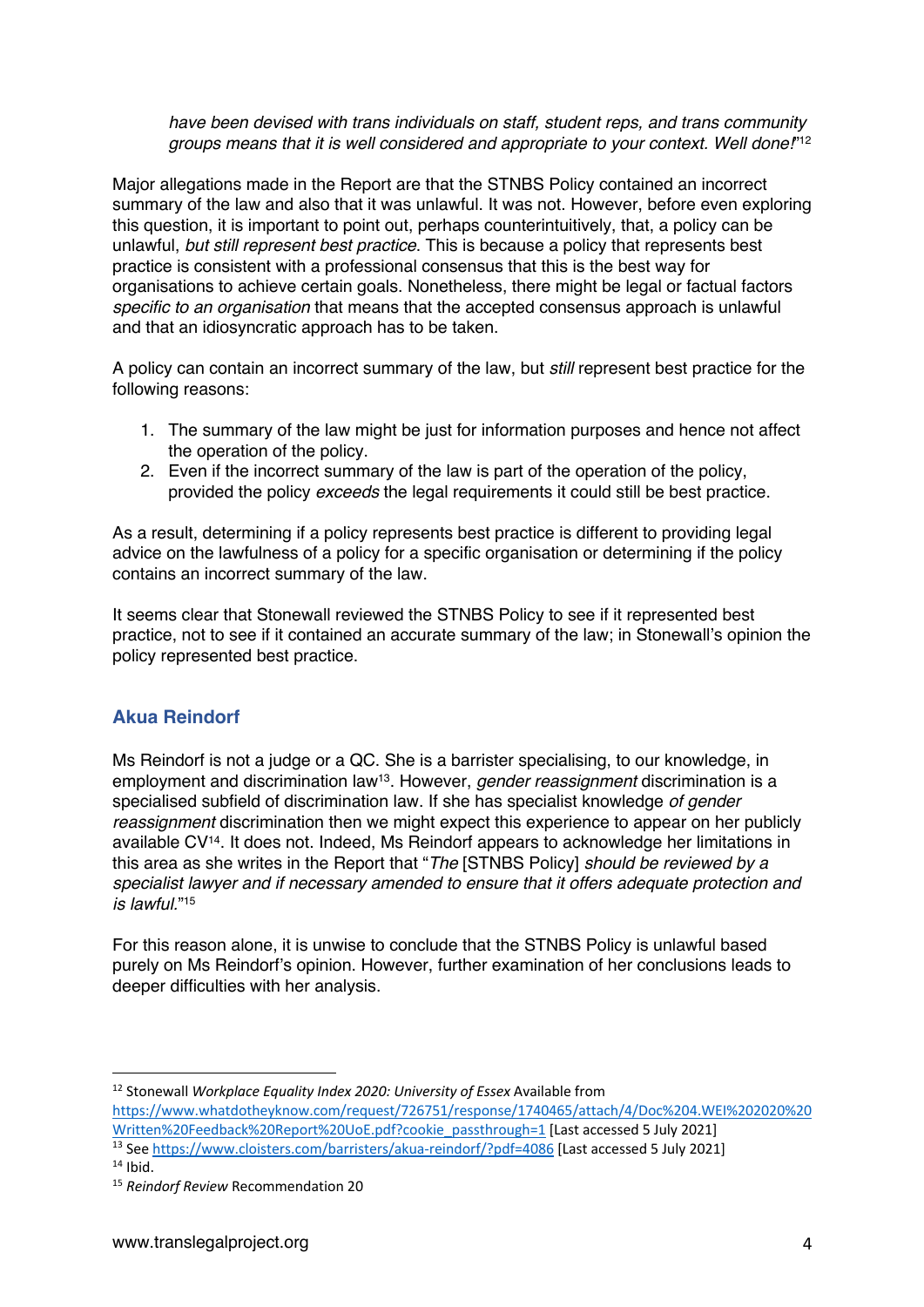*have been devised with trans individuals on staff, student reps, and trans community groups means that it is well considered and appropriate to your context. Well done!*"[12]

Major allegations made in the Report are that the STNBS Policy contained an incorrect summary of the law and also that it was unlawful. It was not. However, before even exploring this question, it is important to point out, perhaps counterintuitively, that, a policy can be unlawful, *but still represent best practice*. This is because a policy that represents best practice is consistent with a professional consensus that this is the best way for organisations to achieve certain goals. Nonetheless, there might be legal or factual factors *specific to an organisation* that means that the accepted consensus approach is unlawful and that an idiosyncratic approach has to be taken.

A policy can contain an incorrect summary of the law, but *still* represent best practice for the following reasons:

1. The summary of the law might be just for information purposes and hence not affect the operation of the policy.
2. Even if the incorrect summary of the law is part of the operation of the policy, provided the policy *exceeds* the legal requirements it could still be best practice.

As a result, determining if a policy represents best practice is different to providing legal advice on the lawfulness of a policy for a specific organisation or determining if the policy contains an incorrect summary of the law.

It seems clear that Stonewall reviewed the STNBS Policy to see if it represented best practice, not to see if it contained an accurate summary of the law; in Stonewall's opinion the policy represented best practice.

## Akua Reindorf

Ms Reindorf is not a judge or a QC. She is a barrister specialising, to our knowledge, in employment and discrimination law[13]. However, *gender reassignment* discrimination is a specialised subfield of discrimination law. If she has specialist knowledge *of gender reassignment* discrimination then we might expect this experience to appear on her publicly available CV[14]. It does not. Indeed, Ms Reindorf appears to acknowledge her limitations in this area as she writes in the Report that "*The* [STNBS Policy] *should be reviewed by a specialist lawyer and if necessary amended to ensure that it offers adequate protection and is lawful.*"[15]

For this reason alone, it is unwise to conclude that the STNBS Policy is unlawful based purely on Ms Reindorf's opinion. However, further examination of her conclusions leads to deeper difficulties with her analysis.

---

[12] Stonewall *Workplace Equality Index 2020: University of Essex* Available from https://www.whatdotheyknow.com/request/726751/response/1740465/attach/4/Doc%204.WEI%202020%20Written%20Feedback%20Report%20UoE.pdf?cookie_passthrough=1 [Last accessed 5 July 2021]

[13] See https://www.cloisters.com/barristers/akua-reindorf/?pdf=4086 [Last accessed 5 July 2021]

[14] Ibid.

[15] *Reindorf Review* Recommendation 20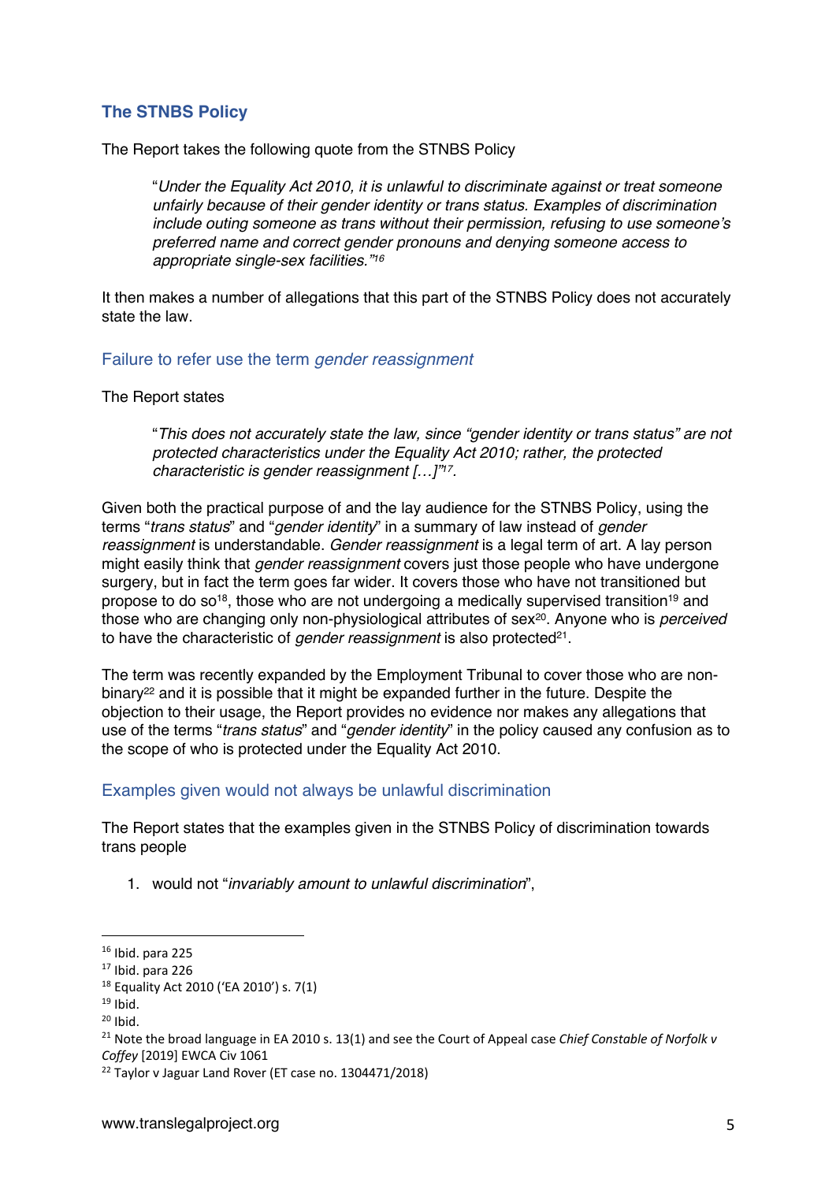## The STNBS Policy

The Report takes the following quote from the STNBS Policy

> "*Under the Equality Act 2010, it is unlawful to discriminate against or treat someone unfairly because of their gender identity or trans status. Examples of discrimination include outing someone as trans without their permission, refusing to use someone's preferred name and correct gender pronouns and denying someone access to appropriate single-sex facilities.*"[16]

It then makes a number of allegations that this part of the STNBS Policy does not accurately state the law.

### Failure to refer use the term *gender reassignment*

The Report states

> "*This does not accurately state the law, since "gender identity or trans status" are not protected characteristics under the Equality Act 2010; rather, the protected characteristic is gender reassignment […]*"[17].

Given both the practical purpose of and the lay audience for the STNBS Policy, using the terms "*trans status*" and "*gender identity*" in a summary of law instead of *gender reassignment* is understandable. *Gender reassignment* is a legal term of art. A lay person might easily think that *gender reassignment* covers just those people who have undergone surgery, but in fact the term goes far wider. It covers those who have not transitioned but propose to do so[18], those who are not undergoing a medically supervised transition[19] and those who are changing only non-physiological attributes of sex[20]. Anyone who is *perceived* to have the characteristic of *gender reassignment* is also protected[21].

The term was recently expanded by the Employment Tribunal to cover those who are non-binary[22] and it is possible that it might be expanded further in the future. Despite the objection to their usage, the Report provides no evidence nor makes any allegations that use of the terms "*trans status*" and "*gender identity*" in the policy caused any confusion as to the scope of who is protected under the Equality Act 2010.

### Examples given would not always be unlawful discrimination

The Report states that the examples given in the STNBS Policy of discrimination towards trans people

1. would not "*invariably amount to unlawful discrimination*",

---

[16] Ibid. para 225

[17] Ibid. para 226

[18] Equality Act 2010 ('EA 2010') s. 7(1)

[19] Ibid.

[20] Ibid.

[21] Note the broad language in EA 2010 s. 13(1) and see the Court of Appeal case *Chief Constable of Norfolk v Coffey* [2019] EWCA Civ 1061

[22] Taylor v Jaguar Land Rover (ET case no. 1304471/2018)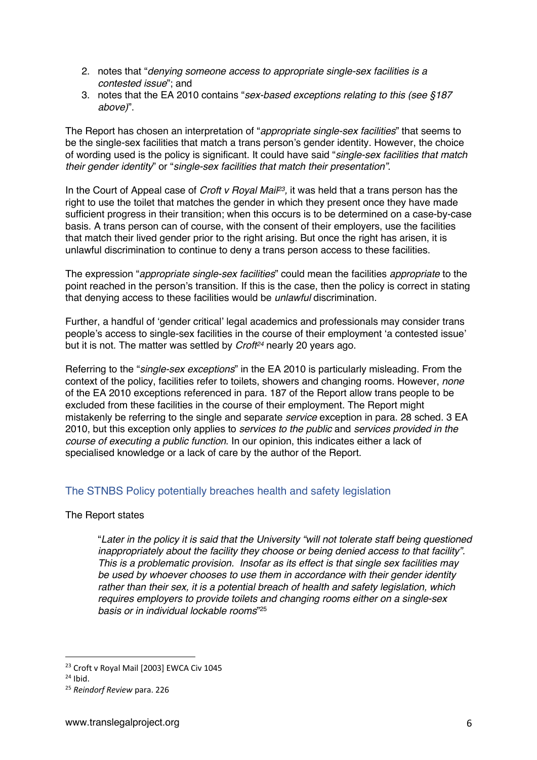2. notes that "*denying someone access to appropriate single-sex facilities is a contested issue*"; and
3. notes that the EA 2010 contains "*sex-based exceptions relating to this (see §187 above)*".

The Report has chosen an interpretation of "*appropriate single-sex facilities*" that seems to be the single-sex facilities that match a trans person's gender identity. However, the choice of wording used is the policy is significant. It could have said "*single-sex facilities that match their gender identity*" or "*single-sex facilities that match their presentation"*.

In the Court of Appeal case of *Croft v Royal Mail*[23], it was held that a trans person has the right to use the toilet that matches the gender in which they present once they have made sufficient progress in their transition; when this occurs is to be determined on a case-by-case basis. A trans person can of course, with the consent of their employers, use the facilities that match their lived gender prior to the right arising. But once the right has arisen, it is unlawful discrimination to continue to deny a trans person access to these facilities.

The expression "*appropriate single-sex facilities*" could mean the facilities *appropriate* to the point reached in the person's transition. If this is the case, then the policy is correct in stating that denying access to these facilities would be *unlawful* discrimination.

Further, a handful of 'gender critical' legal academics and professionals may consider trans people's access to single-sex facilities in the course of their employment 'a contested issue' but it is not. The matter was settled by *Croft*[24] nearly 20 years ago.

Referring to the "*single-sex exceptions*" in the EA 2010 is particularly misleading. From the context of the policy, facilities refer to toilets, showers and changing rooms. However, *none* of the EA 2010 exceptions referenced in para. 187 of the Report allow trans people to be excluded from these facilities in the course of their employment. The Report might mistakenly be referring to the single and separate *service* exception in para. 28 sched. 3 EA 2010, but this exception only applies to *services to the public* and *services provided in the course of executing a public function*. In our opinion, this indicates either a lack of specialised knowledge or a lack of care by the author of the Report.

## The STNBS Policy potentially breaches health and safety legislation

The Report states

> "*Later in the policy it is said that the University "will not tolerate staff being questioned inappropriately about the facility they choose or being denied access to that facility". This is a problematic provision. Insofar as its effect is that single sex facilities may be used by whoever chooses to use them in accordance with their gender identity rather than their sex, it is a potential breach of health and safety legislation, which requires employers to provide toilets and changing rooms either on a single-sex basis or in individual lockable rooms*"[25]

---

[23] Croft v Royal Mail [2003] EWCA Civ 1045

[24] Ibid.

[25] *Reindorf Review* para. 226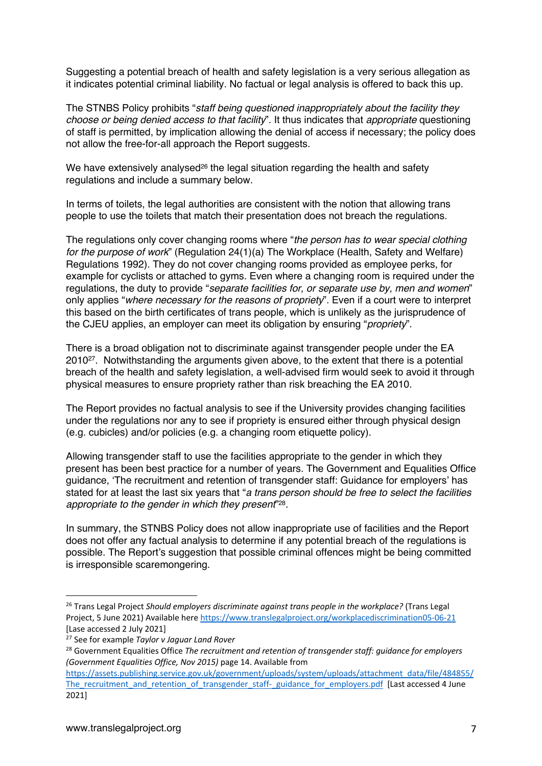Suggesting a potential breach of health and safety legislation is a very serious allegation as it indicates potential criminal liability. No factual or legal analysis is offered to back this up.

The STNBS Policy prohibits "*staff being questioned inappropriately about the facility they choose or being denied access to that facility*". It thus indicates that *appropriate* questioning of staff is permitted, by implication allowing the denial of access if necessary; the policy does not allow the free-for-all approach the Report suggests.

We have extensively analysed[26] the legal situation regarding the health and safety regulations and include a summary below.

In terms of toilets, the legal authorities are consistent with the notion that allowing trans people to use the toilets that match their presentation does not breach the regulations.

The regulations only cover changing rooms where "*the person has to wear special clothing for the purpose of work*" (Regulation 24(1)(a) The Workplace (Health, Safety and Welfare) Regulations 1992). They do not cover changing rooms provided as employee perks, for example for cyclists or attached to gyms. Even where a changing room is required under the regulations, the duty to provide "*separate facilities for, or separate use by, men and women*" only applies "*where necessary for the reasons of propriety*". Even if a court were to interpret this based on the birth certificates of trans people, which is unlikely as the jurisprudence of the CJEU applies, an employer can meet its obligation by ensuring "*propriety*".

There is a broad obligation not to discriminate against transgender people under the EA 2010[27]. Notwithstanding the arguments given above, to the extent that there is a potential breach of the health and safety legislation, a well-advised firm would seek to avoid it through physical measures to ensure propriety rather than risk breaching the EA 2010.

The Report provides no factual analysis to see if the University provides changing facilities under the regulations nor any to see if propriety is ensured either through physical design (e.g. cubicles) and/or policies (e.g. a changing room etiquette policy).

Allowing transgender staff to use the facilities appropriate to the gender in which they present has been best practice for a number of years. The Government and Equalities Office guidance, 'The recruitment and retention of transgender staff: Guidance for employers' has stated for at least the last six years that "*a trans person should be free to select the facilities appropriate to the gender in which they present*"[28].

In summary, the STNBS Policy does not allow inappropriate use of facilities and the Report does not offer any factual analysis to determine if any potential breach of the regulations is possible. The Report's suggestion that possible criminal offences might be being committed is irresponsible scaremongering.

---

[26] Trans Legal Project *Should employers discriminate against trans people in the workplace?* (Trans Legal Project, 5 June 2021) Available here https://www.translegalproject.org/workplacediscrimination05-06-21 [Lase accessed 2 July 2021]

[27] See for example *Taylor v Jaguar Land Rover*

[28] Government Equalities Office *The recruitment and retention of transgender staff: guidance for employers (Government Equalities Office, Nov 2015)* page 14. Available from https://assets.publishing.service.gov.uk/government/uploads/system/uploads/attachment_data/file/484855/The_recruitment_and_retention_of_transgender_staff-_guidance_for_employers.pdf [Last accessed 4 June 2021]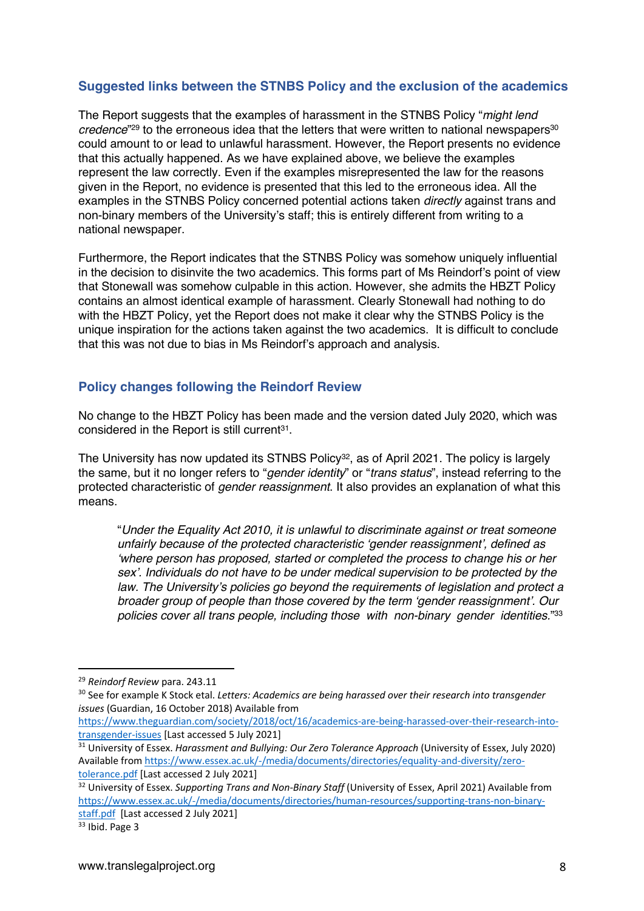## Suggested links between the STNBS Policy and the exclusion of the academics

The Report suggests that the examples of harassment in the STNBS Policy "*might lend credence*"[29] to the erroneous idea that the letters that were written to national newspapers[30] could amount to or lead to unlawful harassment. However, the Report presents no evidence that this actually happened. As we have explained above, we believe the examples represent the law correctly. Even if the examples misrepresented the law for the reasons given in the Report, no evidence is presented that this led to the erroneous idea. All the examples in the STNBS Policy concerned potential actions taken *directly* against trans and non-binary members of the University's staff; this is entirely different from writing to a national newspaper.

Furthermore, the Report indicates that the STNBS Policy was somehow uniquely influential in the decision to disinvite the two academics. This forms part of Ms Reindorf's point of view that Stonewall was somehow culpable in this action. However, she admits the HBZT Policy contains an almost identical example of harassment. Clearly Stonewall had nothing to do with the HBZT Policy, yet the Report does not make it clear why the STNBS Policy is the unique inspiration for the actions taken against the two academics. It is difficult to conclude that this was not due to bias in Ms Reindorf's approach and analysis.

## Policy changes following the Reindorf Review

No change to the HBZT Policy has been made and the version dated July 2020, which was considered in the Report is still current[31].

The University has now updated its STNBS Policy[32], as of April 2021. The policy is largely the same, but it no longer refers to "*gender identity*" or "*trans status*", instead referring to the protected characteristic of *gender reassignment*. It also provides an explanation of what this means.

> "*Under the Equality Act 2010, it is unlawful to discriminate against or treat someone unfairly because of the protected characteristic 'gender reassignment', defined as 'where person has proposed, started or completed the process to change his or her sex'. Individuals do not have to be under medical supervision to be protected by the law. The University's policies go beyond the requirements of legislation and protect a broader group of people than those covered by the term 'gender reassignment'. Our policies cover all trans people, including those with non-binary gender identities.*"[33]

---

[29] *Reindorf Review* para. 243.11

[30] See for example K Stock etal. *Letters: Academics are being harassed over their research into transgender issues* (Guardian, 16 October 2018) Available from https://www.theguardian.com/society/2018/oct/16/academics-are-being-harassed-over-their-research-into-transgender-issues [Last accessed 5 July 2021]

[31] University of Essex. *Harassment and Bullying: Our Zero Tolerance Approach* (University of Essex, July 2020) Available from https://www.essex.ac.uk/-/media/documents/directories/equality-and-diversity/zero-tolerance.pdf [Last accessed 2 July 2021]

[32] University of Essex. *Supporting Trans and Non-Binary Staff* (University of Essex, April 2021) Available from https://www.essex.ac.uk/-/media/documents/directories/human-resources/supporting-trans-non-binary-staff.pdf [Last accessed 2 July 2021]

[33] Ibid. Page 3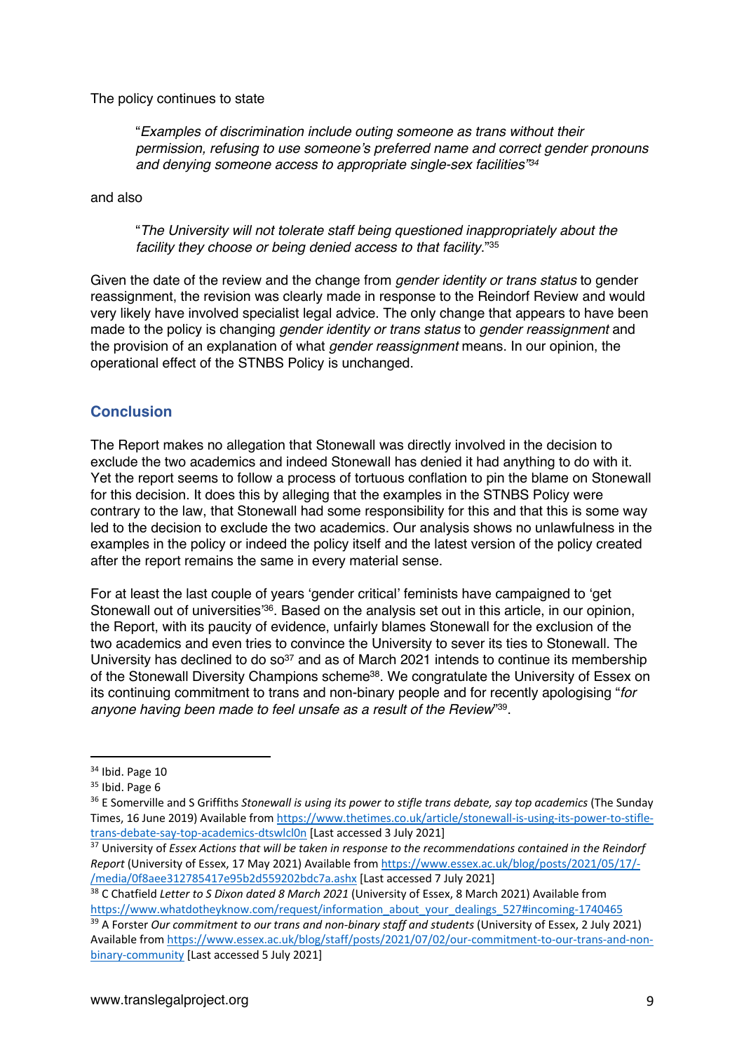The policy continues to state

> "*Examples of discrimination include outing someone as trans without their permission, refusing to use someone's preferred name and correct gender pronouns and denying someone access to appropriate single-sex facilities*"[34]

and also

> "*The University will not tolerate staff being questioned inappropriately about the facility they choose or being denied access to that facility.*"[35]

Given the date of the review and the change from *gender identity or trans status* to gender reassignment, the revision was clearly made in response to the Reindorf Review and would very likely have involved specialist legal advice. The only change that appears to have been made to the policy is changing *gender identity or trans status* to *gender reassignment* and the provision of an explanation of what *gender reassignment* means. In our opinion, the operational effect of the STNBS Policy is unchanged.

## Conclusion

The Report makes no allegation that Stonewall was directly involved in the decision to exclude the two academics and indeed Stonewall has denied it had anything to do with it. Yet the report seems to follow a process of tortuous conflation to pin the blame on Stonewall for this decision. It does this by alleging that the examples in the STNBS Policy were contrary to the law, that Stonewall had some responsibility for this and that this is some way led to the decision to exclude the two academics. Our analysis shows no unlawfulness in the examples in the policy or indeed the policy itself and the latest version of the policy created after the report remains the same in every material sense.

For at least the last couple of years 'gender critical' feminists have campaigned to 'get Stonewall out of universities'[36]. Based on the analysis set out in this article, in our opinion, the Report, with its paucity of evidence, unfairly blames Stonewall for the exclusion of the two academics and even tries to convince the University to sever its ties to Stonewall. The University has declined to do so[37] and as of March 2021 intends to continue its membership of the Stonewall Diversity Champions scheme[38]. We congratulate the University of Essex on its continuing commitment to trans and non-binary people and for recently apologising "*for anyone having been made to feel unsafe as a result of the Review*"[39].

---

[34] Ibid. Page 10

[35] Ibid. Page 6

[36] E Somerville and S Griffiths *Stonewall is using its power to stifle trans debate, say top academics* (The Sunday Times, 16 June 2019) Available from https://www.thetimes.co.uk/article/stonewall-is-using-its-power-to-stifle-trans-debate-say-top-academics-dtswlcl0n [Last accessed 3 July 2021]

[37] University of *Essex Actions that will be taken in response to the recommendations contained in the Reindorf Report* (University of Essex, 17 May 2021) Available from https://www.essex.ac.uk/blog/posts/2021/05/17/-/media/0f8aee312785417e95b2d559202bdc7a.ashx [Last accessed 7 July 2021]

[38] C Chatfield *Letter to S Dixon dated 8 March 2021* (University of Essex, 8 March 2021) Available from https://www.whatdotheyknow.com/request/information_about_your_dealings_527#incoming-1740465

[39] A Forster *Our commitment to our trans and non-binary staff and students* (University of Essex, 2 July 2021) Available from https://www.essex.ac.uk/staff/posts/2021/07/02/our-commitment-to-our-trans-and-non-binary-community [Last accessed 5 July 2021]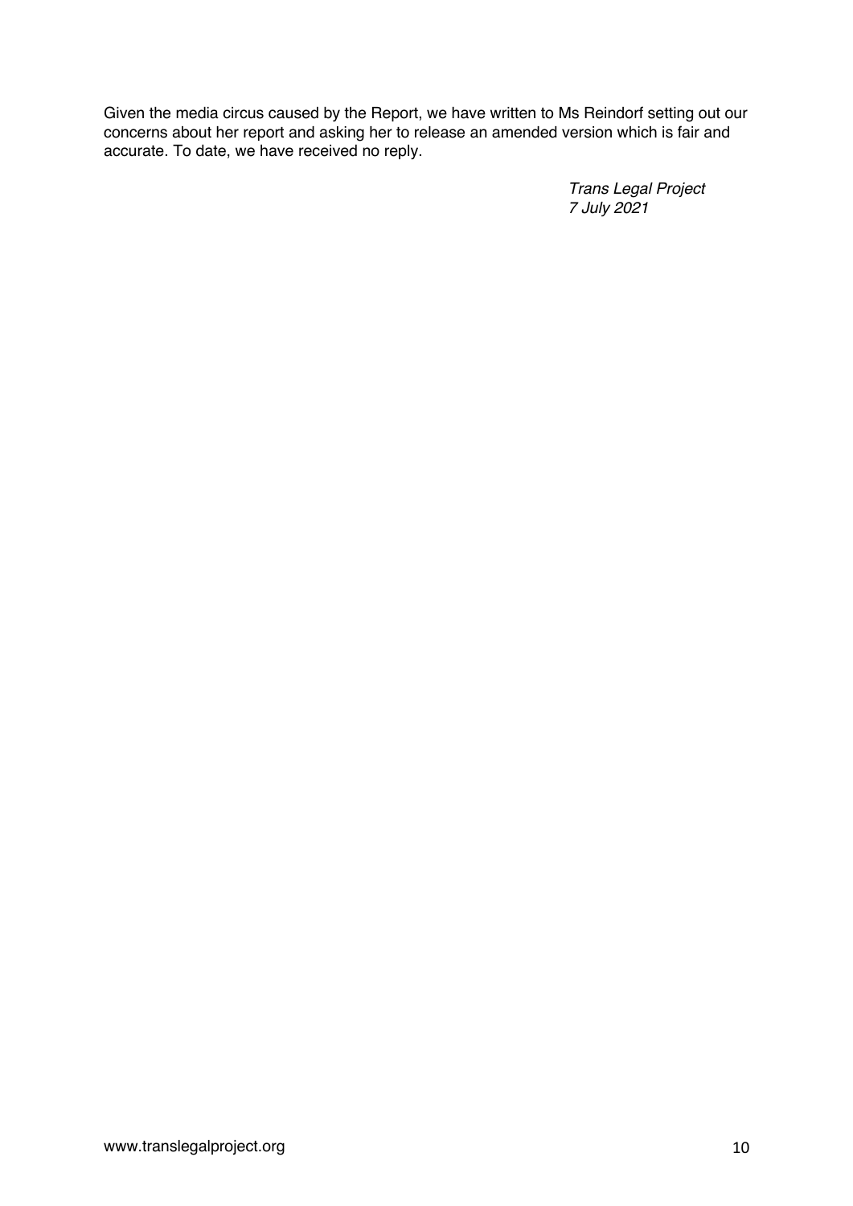Given the media circus caused by the Report, we have written to Ms Reindorf setting out our concerns about her report and asking her to release an amended version which is fair and accurate. To date, we have received no reply.

*Trans Legal Project*
*7 July 2021*